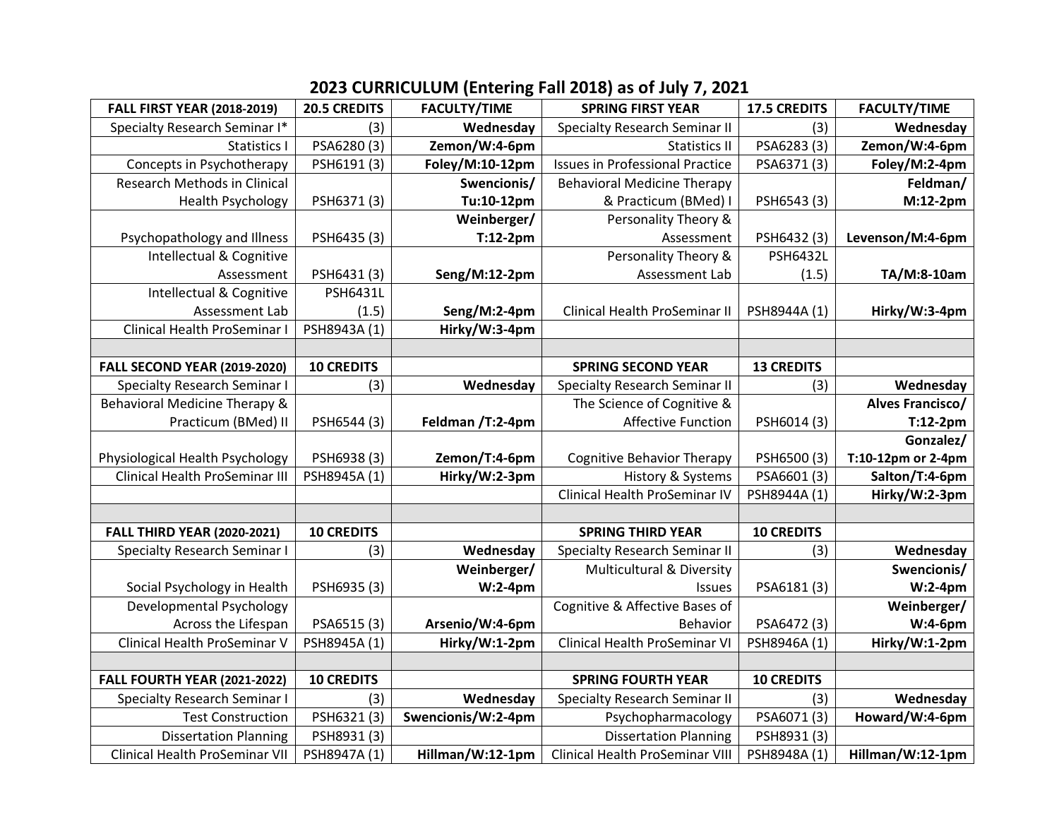# 2023 CURRICULUM (Entering Fall 2018) as of July 7, 2021

| FALL FIRST YEAR (2018-2019) | 20.5 CREDITS | FACULTY/TIME | SPRING FIRST YEAR | 17.5 CREDITS | FACULTY/TIME |
|---|---|---|---|---|---|
| Specialty Research Seminar I* | (3) | **Wednesday** | Specialty Research Seminar II | (3) | **Wednesday** |
| Statistics I | PSA6280 (3) | **Zemon/W:4-6pm** | Statistics II | PSA6283 (3) | **Zemon/W:4-6pm** |
| Concepts in Psychotherapy | PSH6191 (3) | **Foley/M:10-12pm** | Issues in Professional Practice | PSA6371 (3) | **Foley/M:2-4pm** |
| Research Methods in Clinical Health Psychology | PSH6371 (3) | **Swencionis/ Tu:10-12pm** | Behavioral Medicine Therapy & Practicum (BMed) I | PSH6543 (3) | **Feldman/ M:12-2pm** |
| Psychopathology and Illness | PSH6435 (3) | **Weinberger/ T:12-2pm** | Personality Theory & Assessment | PSH6432 (3) | **Levenson/M:4-6pm** |
| Intellectual & Cognitive Assessment | PSH6431 (3) | **Seng/M:12-2pm** | Personality Theory & Assessment Lab | PSH6432L (1.5) | **TA/M:8-10am** |
| Intellectual & Cognitive Assessment Lab | PSH6431L (1.5) | **Seng/M:2-4pm** | Clinical Health ProSeminar II | PSH8944A (1) | **Hirky/W:3-4pm** |
| Clinical Health ProSeminar I | PSH8943A (1) | **Hirky/W:3-4pm** | | | |
| | | | | | |
| **FALL SECOND YEAR (2019-2020)** | **10 CREDITS** | | **SPRING SECOND YEAR** | **13 CREDITS** | |
| Specialty Research Seminar I | (3) | **Wednesday** | Specialty Research Seminar II | (3) | **Wednesday** |
| Behavioral Medicine Therapy & Practicum (BMed) II | PSH6544 (3) | **Feldman /T:2-4pm** | The Science of Cognitive & Affective Function | PSH6014 (3) | **Alves Francisco/ T:12-2pm** |
| Physiological Health Psychology | PSH6938 (3) | **Zemon/T:4-6pm** | Cognitive Behavior Therapy | PSH6500 (3) | **Gonzalez/ T:10-12pm or 2-4pm** |
| Clinical Health ProSeminar III | PSH8945A (1) | **Hirky/W:2-3pm** | History & Systems | PSA6601 (3) | **Salton/T:4-6pm** |
| | | | Clinical Health ProSeminar IV | PSH8944A (1) | **Hirky/W:2-3pm** |
| | | | | | |
| **FALL THIRD YEAR (2020-2021)** | **10 CREDITS** | | **SPRING THIRD YEAR** | **10 CREDITS** | |
| Specialty Research Seminar I | (3) | **Wednesday** | Specialty Research Seminar II | (3) | **Wednesday** |
| Social Psychology in Health | PSH6935 (3) | **Weinberger/ W:2-4pm** | Multicultural & Diversity Issues | PSA6181 (3) | **Swencionis/ W:2-4pm** |
| Developmental Psychology Across the Lifespan | PSA6515 (3) | **Arsenio/W:4-6pm** | Cognitive & Affective Bases of Behavior | PSA6472 (3) | **Weinberger/ W:4-6pm** |
| Clinical Health ProSeminar V | PSH8945A (1) | **Hirky/W:1-2pm** | Clinical Health ProSeminar VI | PSH8946A (1) | **Hirky/W:1-2pm** |
| | | | | | |
| **FALL FOURTH YEAR (2021-2022)** | **10 CREDITS** | | **SPRING FOURTH YEAR** | **10 CREDITS** | |
| Specialty Research Seminar I | (3) | **Wednesday** | Specialty Research Seminar II | (3) | **Wednesday** |
| Test Construction | PSH6321 (3) | **Swencionis/W:2-4pm** | Psychopharmacology | PSA6071 (3) | **Howard/W:4-6pm** |
| Dissertation Planning | PSH8931 (3) | | Dissertation Planning | PSH8931 (3) | |
| Clinical Health ProSeminar VII | PSH8947A (1) | **Hillman/W:12-1pm** | Clinical Health ProSeminar VIII | PSH8948A (1) | **Hillman/W:12-1pm** |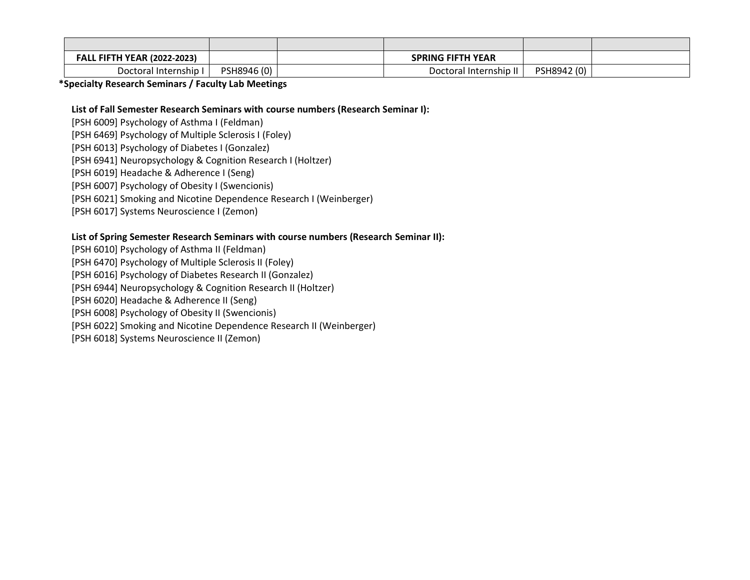| | | | | | |
|---|---|---|---|---|---|
| **FALL FIFTH YEAR (2022-2023)** | | | **SPRING FIFTH YEAR** | | |
| Doctoral Internship I | PSH8946 (0) | | Doctoral Internship II | PSH8942 (0) | |

**\*Specialty Research Seminars / Faculty Lab Meetings**

**List of Fall Semester Research Seminars with course numbers (Research Seminar I):**

[PSH 6009] Psychology of Asthma I (Feldman)
[PSH 6469] Psychology of Multiple Sclerosis I (Foley)
[PSH 6013] Psychology of Diabetes I (Gonzalez)
[PSH 6941] Neuropsychology & Cognition Research I (Holtzer)
[PSH 6019] Headache & Adherence I (Seng)
[PSH 6007] Psychology of Obesity I (Swencionis)
[PSH 6021] Smoking and Nicotine Dependence Research I (Weinberger)
[PSH 6017] Systems Neuroscience I (Zemon)

**List of Spring Semester Research Seminars with course numbers (Research Seminar II):**

[PSH 6010] Psychology of Asthma II (Feldman)
[PSH 6470] Psychology of Multiple Sclerosis II (Foley)
[PSH 6016] Psychology of Diabetes Research II (Gonzalez)
[PSH 6944] Neuropsychology & Cognition Research II (Holtzer)
[PSH 6020] Headache & Adherence II (Seng)
[PSH 6008] Psychology of Obesity II (Swencionis)
[PSH 6022] Smoking and Nicotine Dependence Research II (Weinberger)
[PSH 6018] Systems Neuroscience II (Zemon)